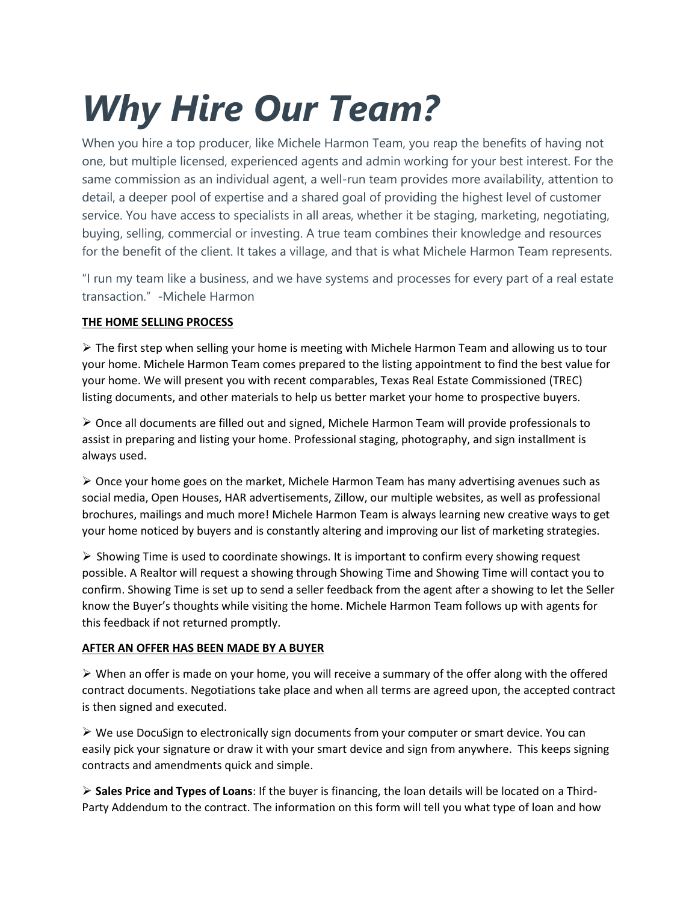# *Why Hire Our Team?*

When you hire a top producer, like Michele Harmon Team, you reap the benefits of having not one, but multiple licensed, experienced agents and admin working for your best interest. For the same commission as an individual agent, a well-run team provides more availability, attention to detail, a deeper pool of expertise and a shared goal of providing the highest level of customer service. You have access to specialists in all areas, whether it be staging, marketing, negotiating, buying, selling, commercial or investing. A true team combines their knowledge and resources for the benefit of the client. It takes a village, and that is what Michele Harmon Team represents.

"I run my team like a business, and we have systems and processes for every part of a real estate transaction." -Michele Harmon

**<u>THE HOME SELLING PROCESS</u>**

➢ The first step when selling your home is meeting with Michele Harmon Team and allowing us to tour your home. Michele Harmon Team comes prepared to the listing appointment to find the best value for your home. We will present you with recent comparables, Texas Real Estate Commissioned (TREC) listing documents, and other materials to help us better market your home to prospective buyers.

➢ Once all documents are filled out and signed, Michele Harmon Team will provide professionals to assist in preparing and listing your home. Professional staging, photography, and sign installment is always used.

➢ Once your home goes on the market, Michele Harmon Team has many advertising avenues such as social media, Open Houses, HAR advertisements, Zillow, our multiple websites, as well as professional brochures, mailings and much more! Michele Harmon Team is always learning new creative ways to get your home noticed by buyers and is constantly altering and improving our list of marketing strategies.

➢ Showing Time is used to coordinate showings. It is important to confirm every showing request possible. A Realtor will request a showing through Showing Time and Showing Time will contact you to confirm. Showing Time is set up to send a seller feedback from the agent after a showing to let the Seller know the Buyer's thoughts while visiting the home. Michele Harmon Team follows up with agents for this feedback if not returned promptly.

**<u>AFTER AN OFFER HAS BEEN MADE BY A BUYER</u>**

➢ When an offer is made on your home, you will receive a summary of the offer along with the offered contract documents. Negotiations take place and when all terms are agreed upon, the accepted contract is then signed and executed.

➢ We use DocuSign to electronically sign documents from your computer or smart device. You can easily pick your signature or draw it with your smart device and sign from anywhere. This keeps signing contracts and amendments quick and simple.

➢ **Sales Price and Types of Loans**: If the buyer is financing, the loan details will be located on a Third-Party Addendum to the contract. The information on this form will tell you what type of loan and how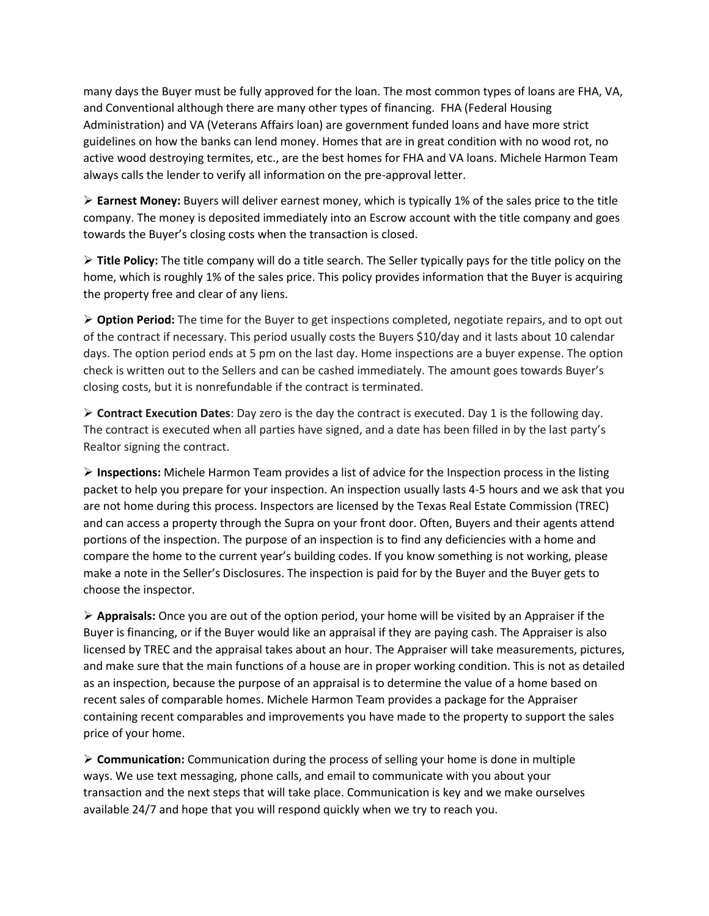many days the Buyer must be fully approved for the loan. The most common types of loans are FHA, VA, and Conventional although there are many other types of financing. FHA (Federal Housing Administration) and VA (Veterans Affairs loan) are government funded loans and have more strict guidelines on how the banks can lend money. Homes that are in great condition with no wood rot, no active wood destroying termites, etc., are the best homes for FHA and VA loans. Michele Harmon Team always calls the lender to verify all information on the pre-approval letter.

- **Earnest Money:** Buyers will deliver earnest money, which is typically 1% of the sales price to the title company. The money is deposited immediately into an Escrow account with the title company and goes towards the Buyer's closing costs when the transaction is closed.

- **Title Policy:** The title company will do a title search. The Seller typically pays for the title policy on the home, which is roughly 1% of the sales price. This policy provides information that the Buyer is acquiring the property free and clear of any liens.

- **Option Period:** The time for the Buyer to get inspections completed, negotiate repairs, and to opt out of the contract if necessary. This period usually costs the Buyers $10/day and it lasts about 10 calendar days. The option period ends at 5 pm on the last day. Home inspections are a buyer expense. The option check is written out to the Sellers and can be cashed immediately. The amount goes towards Buyer's closing costs, but it is nonrefundable if the contract is terminated.

- **Contract Execution Dates**: Day zero is the day the contract is executed. Day 1 is the following day. The contract is executed when all parties have signed, and a date has been filled in by the last party's Realtor signing the contract.

- **Inspections:** Michele Harmon Team provides a list of advice for the Inspection process in the listing packet to help you prepare for your inspection. An inspection usually lasts 4-5 hours and we ask that you are not home during this process. Inspectors are licensed by the Texas Real Estate Commission (TREC) and can access a property through the Supra on your front door. Often, Buyers and their agents attend portions of the inspection. The purpose of an inspection is to find any deficiencies with a home and compare the home to the current year's building codes. If you know something is not working, please make a note in the Seller's Disclosures. The inspection is paid for by the Buyer and the Buyer gets to choose the inspector.

- **Appraisals:** Once you are out of the option period, your home will be visited by an Appraiser if the Buyer is financing, or if the Buyer would like an appraisal if they are paying cash. The Appraiser is also licensed by TREC and the appraisal takes about an hour. The Appraiser will take measurements, pictures, and make sure that the main functions of a house are in proper working condition. This is not as detailed as an inspection, because the purpose of an appraisal is to determine the value of a home based on recent sales of comparable homes. Michele Harmon Team provides a package for the Appraiser containing recent comparables and improvements you have made to the property to support the sales price of your home.

- **Communication:** Communication during the process of selling your home is done in multiple ways. We use text messaging, phone calls, and email to communicate with you about your transaction and the next steps that will take place. Communication is key and we make ourselves available 24/7 and hope that you will respond quickly when we try to reach you.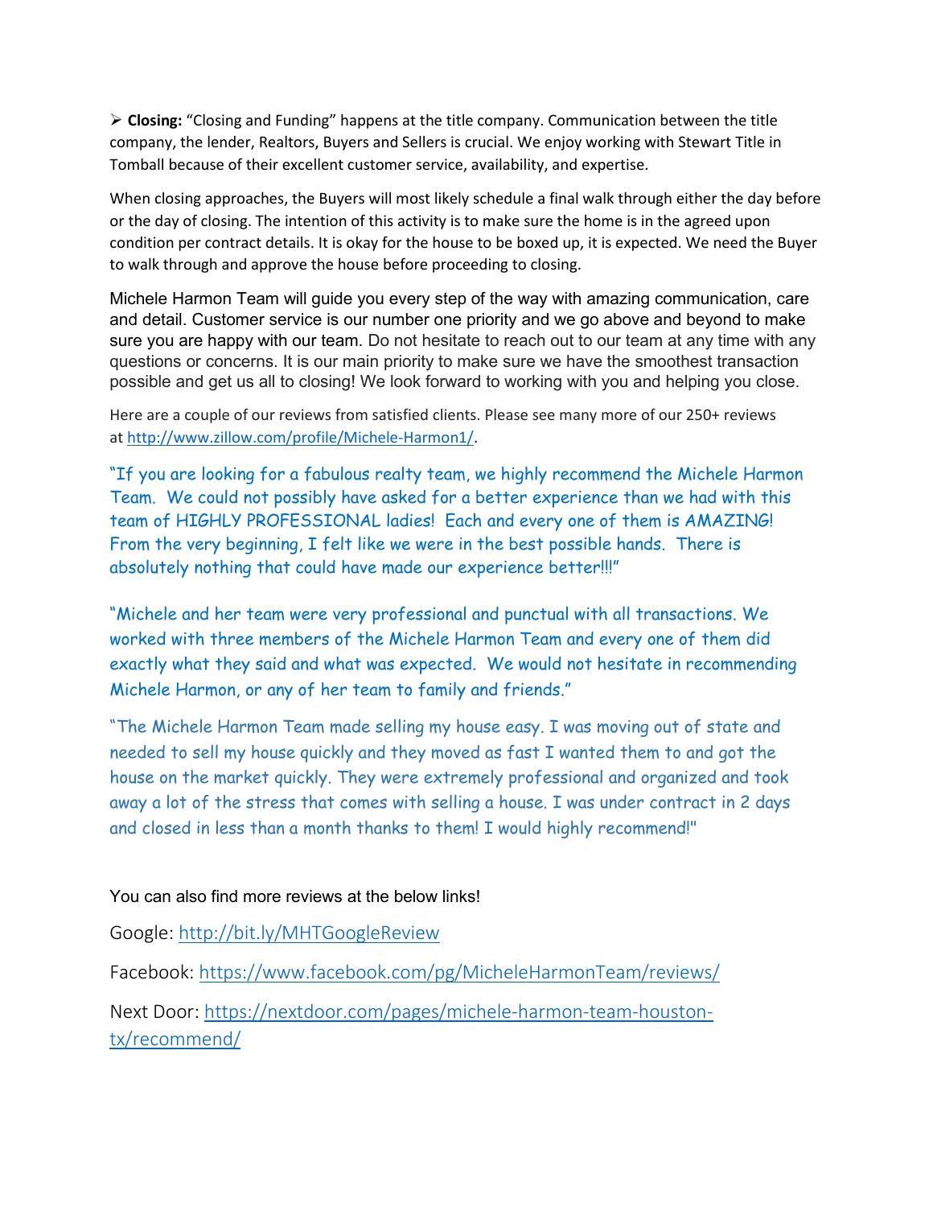- **Closing:** "Closing and Funding" happens at the title company. Communication between the title company, the lender, Realtors, Buyers and Sellers is crucial. We enjoy working with Stewart Title in Tomball because of their excellent customer service, availability, and expertise.

When closing approaches, the Buyers will most likely schedule a final walk through either the day before or the day of closing. The intention of this activity is to make sure the home is in the agreed upon condition per contract details. It is okay for the house to be boxed up, it is expected. We need the Buyer to walk through and approve the house before proceeding to closing.

Michele Harmon Team will guide you every step of the way with amazing communication, care and detail. Customer service is our number one priority and we go above and beyond to make sure you are happy with our team. Do not hesitate to reach out to our team at any time with any questions or concerns. It is our main priority to make sure we have the smoothest transaction possible and get us all to closing! We look forward to working with you and helping you close.

Here are a couple of our reviews from satisfied clients. Please see many more of our 250+ reviews at [http://www.zillow.com/profile/Michele-Harmon1/](http://www.zillow.com/profile/Michele-Harmon1/).

"If you are looking for a fabulous realty team, we highly recommend the Michele Harmon Team. We could not possibly have asked for a better experience than we had with this team of HIGHLY PROFESSIONAL ladies! Each and every one of them is AMAZING! From the very beginning, I felt like we were in the best possible hands. There is absolutely nothing that could have made our experience better!!!"

"Michele and her team were very professional and punctual with all transactions. We worked with three members of the Michele Harmon Team and every one of them did exactly what they said and what was expected. We would not hesitate in recommending Michele Harmon, or any of her team to family and friends."

"The Michele Harmon Team made selling my house easy. I was moving out of state and needed to sell my house quickly and they moved as fast I wanted them to and got the house on the market quickly. They were extremely professional and organized and took away a lot of the stress that comes with selling a house. I was under contract in 2 days and closed in less than a month thanks to them! I would highly recommend!"

You can also find more reviews at the below links!

Google: [http://bit.ly/MHTGoogleReview](http://bit.ly/MHTGoogleReview)

Facebook: [https://www.facebook.com/pg/MicheleHarmonTeam/reviews/](https://www.facebook.com/pg/MicheleHarmonTeam/reviews/)

Next Door: [https://nextdoor.com/pages/michele-harmon-team-houston-tx/recommend/](https://nextdoor.com/pages/michele-harmon-team-houston-tx/recommend/)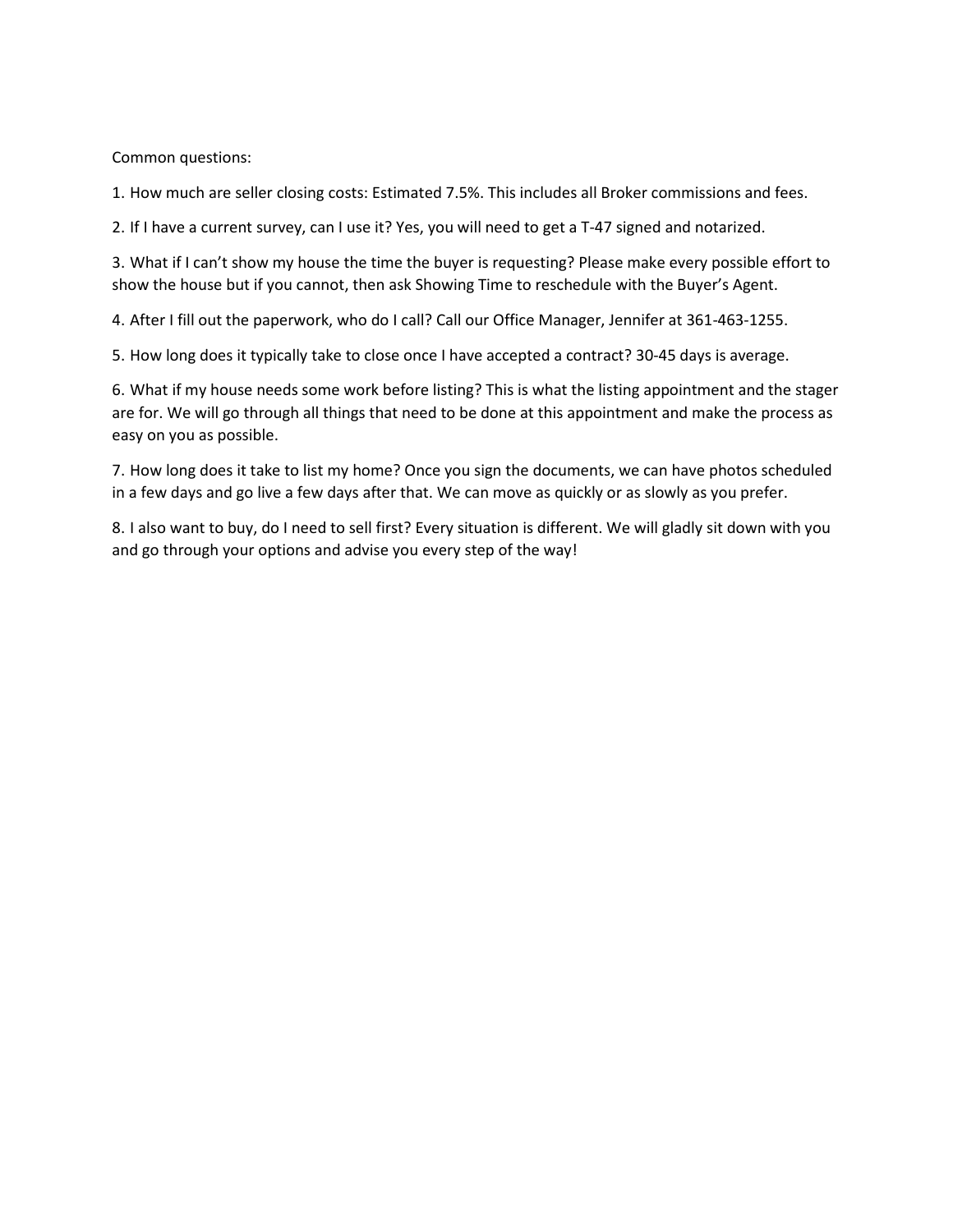Common questions:

1. How much are seller closing costs: Estimated 7.5%. This includes all Broker commissions and fees.

2. If I have a current survey, can I use it? Yes, you will need to get a T-47 signed and notarized.

3. What if I can't show my house the time the buyer is requesting? Please make every possible effort to show the house but if you cannot, then ask Showing Time to reschedule with the Buyer's Agent.

4. After I fill out the paperwork, who do I call? Call our Office Manager, Jennifer at 361-463-1255.

5. How long does it typically take to close once I have accepted a contract? 30-45 days is average.

6. What if my house needs some work before listing? This is what the listing appointment and the stager are for. We will go through all things that need to be done at this appointment and make the process as easy on you as possible.

7. How long does it take to list my home? Once you sign the documents, we can have photos scheduled in a few days and go live a few days after that. We can move as quickly or as slowly as you prefer.

8. I also want to buy, do I need to sell first? Every situation is different. We will gladly sit down with you and go through your options and advise you every step of the way!